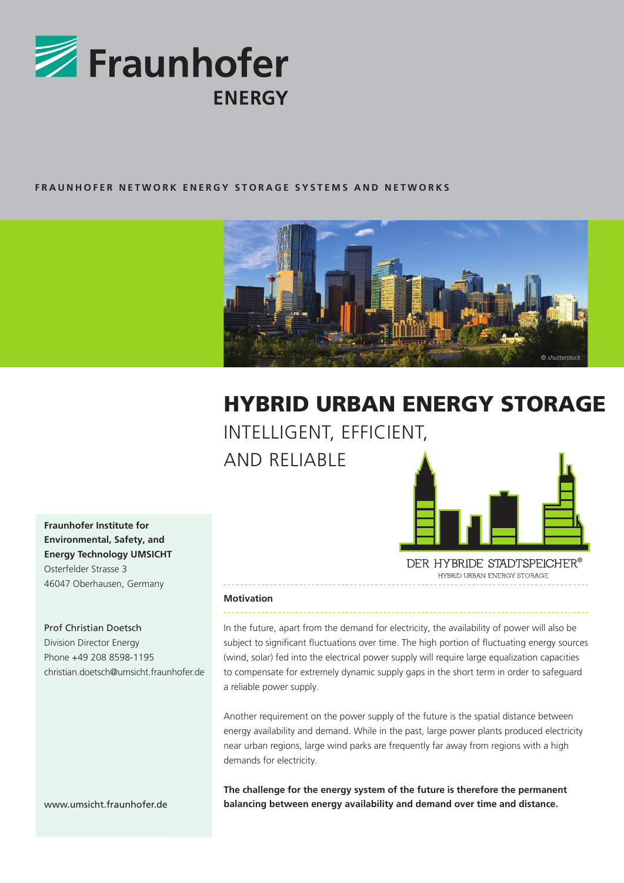Fraunhofer ENERGY

FRAUNHOFER NETWORK ENERGY STORAGE SYSTEMS AND NETWORKS

© shutterstock

# HYBRID URBAN ENERGY STORAGE

## INTELLIGENT, EFFICIENT, AND RELIABLE

DER HYBRIDE STADTSPEICHER®
HYBRID URBAN ENERGY STORAGE

**Fraunhofer Institute for Environmental, Safety, and Energy Technology UMSICHT**
Osterfelder Strasse 3
46047 Oberhausen, Germany

Prof Christian Doetsch
Division Director Energy
Phone +49 208 8598-1195
christian.doetsch@umsicht.fraunhofer.de

www.umsicht.fraunhofer.de

### Motivation

In the future, apart from the demand for electricity, the availability of power will also be subject to significant fluctuations over time. The high portion of fluctuating energy sources (wind, solar) fed into the electrical power supply will require large equalization capacities to compensate for extremely dynamic supply gaps in the short term in order to safeguard a reliable power supply.

Another requirement on the power supply of the future is the spatial distance between energy availability and demand. While in the past, large power plants produced electricity near urban regions, large wind parks are frequently far away from regions with a high demands for electricity.

**The challenge for the energy system of the future is therefore the permanent balancing between energy availability and demand over time and distance.**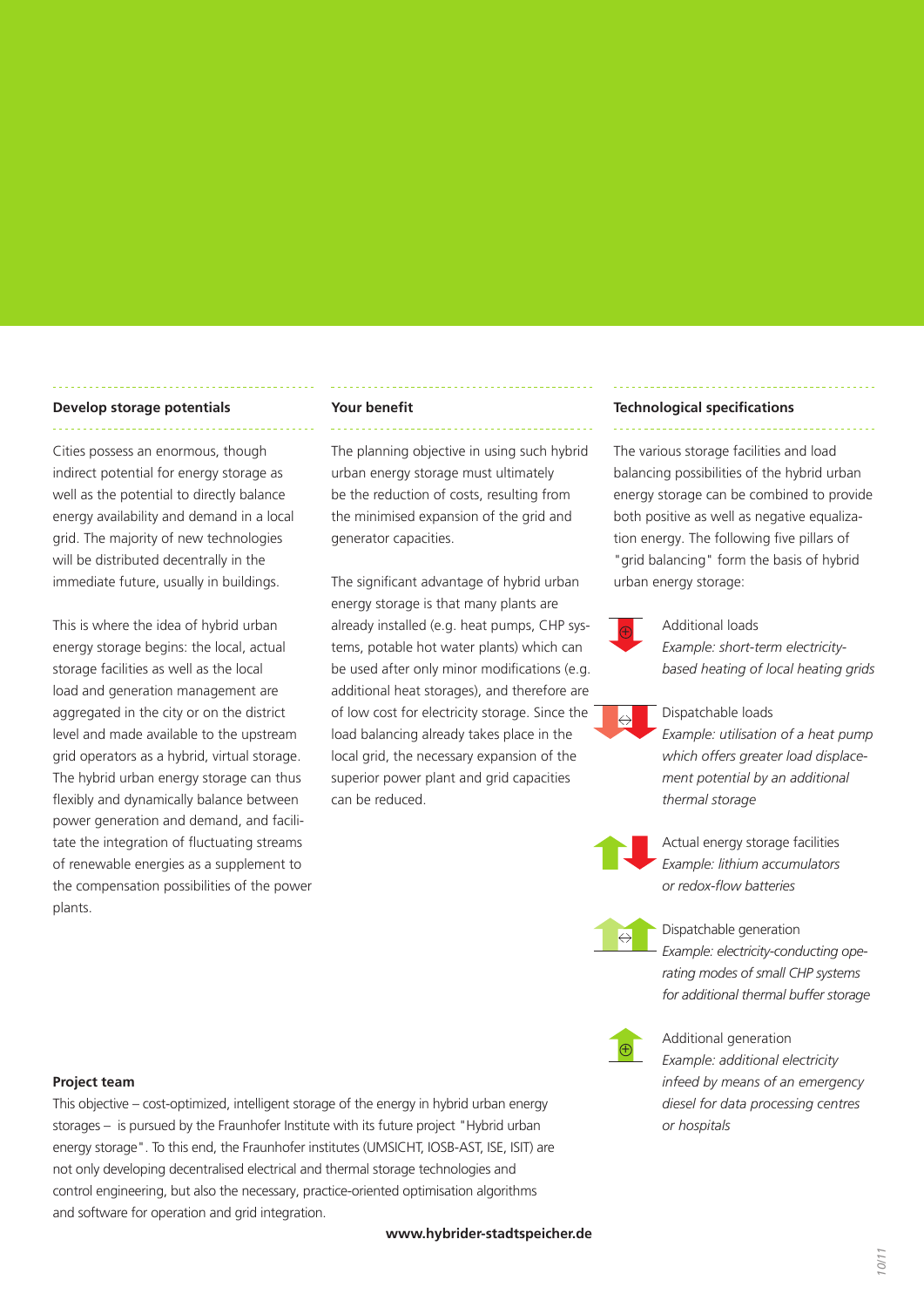### Develop storage potentials

Cities possess an enormous, though indirect potential for energy storage as well as the potential to directly balance energy availability and demand in a local grid. The majority of new technologies will be distributed decentrally in the immediate future, usually in buildings.

This is where the idea of hybrid urban energy storage begins: the local, actual storage facilities as well as the local load and generation management are aggregated in the city or on the district level and made available to the upstream grid operators as a hybrid, virtual storage. The hybrid urban energy storage can thus flexibly and dynamically balance between power generation and demand, and facilitate the integration of fluctuating streams of renewable energies as a supplement to the compensation possibilities of the power plants.

### Your benefit

The planning objective in using such hybrid urban energy storage must ultimately be the reduction of costs, resulting from the minimised expansion of the grid and generator capacities.

The significant advantage of hybrid urban energy storage is that many plants are already installed (e.g. heat pumps, CHP systems, potable hot water plants) which can be used after only minor modifications (e.g. additional heat storages), and therefore are of low cost for electricity storage. Since the load balancing already takes place in the local grid, the necessary expansion of the superior power plant and grid capacities can be reduced.

### Technological specifications

The various storage facilities and load balancing possibilities of the hybrid urban energy storage can be combined to provide both positive as well as negative equalization energy. The following five pillars of "grid balancing" form the basis of hybrid urban energy storage:

Additional loads
*Example: short-term electricity-based heating of local heating grids*

Dispatchable loads
*Example: utilisation of a heat pump which offers greater load displacement potential by an additional thermal storage*

Actual energy storage facilities
*Example: lithium accumulators or redox-flow batteries*

Dispatchable generation
*Example: electricity-conducting operating modes of small CHP systems for additional thermal buffer storage*

Additional generation
*Example: additional electricity infeed by means of an emergency diesel for data processing centres or hospitals*

### Project team

This objective – cost-optimized, intelligent storage of the energy in hybrid urban energy storages – is pursued by the Fraunhofer Institute with its future project "Hybrid urban energy storage". To this end, the Fraunhofer institutes (UMSICHT, IOSB-AST, ISE, ISIT) are not only developing decentralised electrical and thermal storage technologies and control engineering, but also the necessary, practice-oriented optimisation algorithms and software for operation and grid integration.

**www.hybrider-stadtspeicher.de**